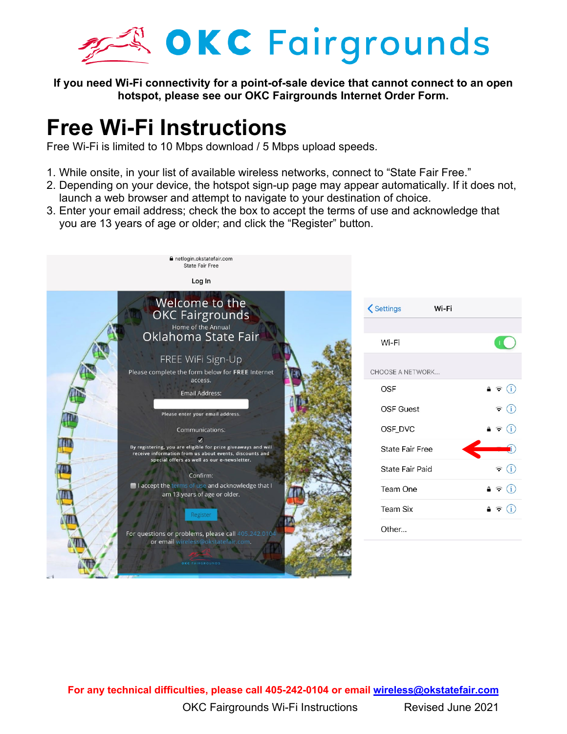# OKC Fairgrounds

**If you need Wi-Fi connectivity for a point-of-sale device that cannot connect to an open hotspot, please see our OKC Fairgrounds Internet Order Form.**

# Free Wi-Fi Instructions

Free Wi-Fi is limited to 10 Mbps download / 5 Mbps upload speeds.

1. While onsite, in your list of available wireless networks, connect to “State Fair Free.”
2. Depending on your device, the hotspot sign-up page may appear automatically. If it does not, launch a web browser and attempt to navigate to your destination of choice.
3. Enter your email address; check the box to accept the terms of use and acknowledge that you are 13 years of age or older; and click the “Register” button.

**For any technical difficulties, please call 405-242-0104 or email wireless@okstatefair.com**

OKC Fairgrounds Wi-Fi Instructions — Revised June 2021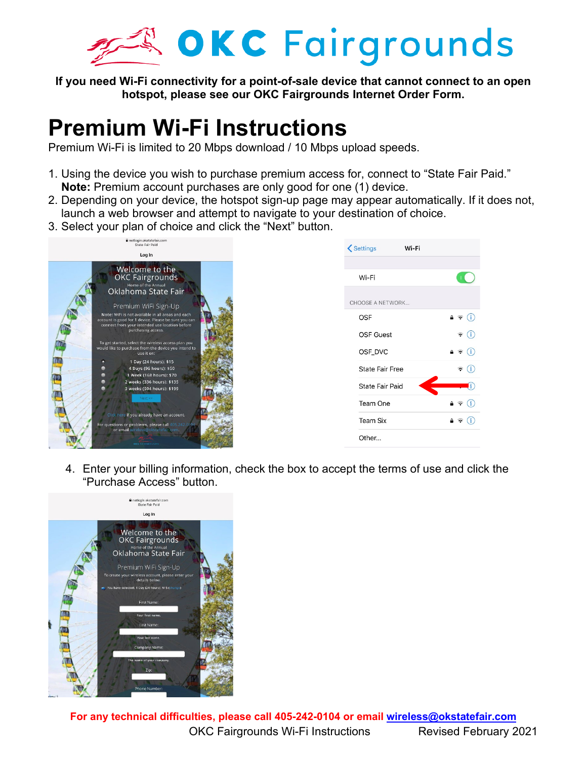# OKC Fairgrounds

**If you need Wi-Fi connectivity for a point-of-sale device that cannot connect to an open hotspot, please see our OKC Fairgrounds Internet Order Form.**

# Premium Wi-Fi Instructions

Premium Wi-Fi is limited to 20 Mbps download / 10 Mbps upload speeds.

1. Using the device you wish to purchase premium access for, connect to "State Fair Paid." **Note:** Premium account purchases are only good for one (1) device.
2. Depending on your device, the hotspot sign-up page may appear automatically. If it does not, launch a web browser and attempt to navigate to your destination of choice.
3. Select your plan of choice and click the "Next" button.

4. Enter your billing information, check the box to accept the terms of use and click the "Purchase Access" button.

**For any technical difficulties, please call 405-242-0104 or email [wireless@okstatefair.com](mailto:wireless@okstatefair.com)**

OKC Fairgrounds Wi-Fi Instructions Revised February 2021